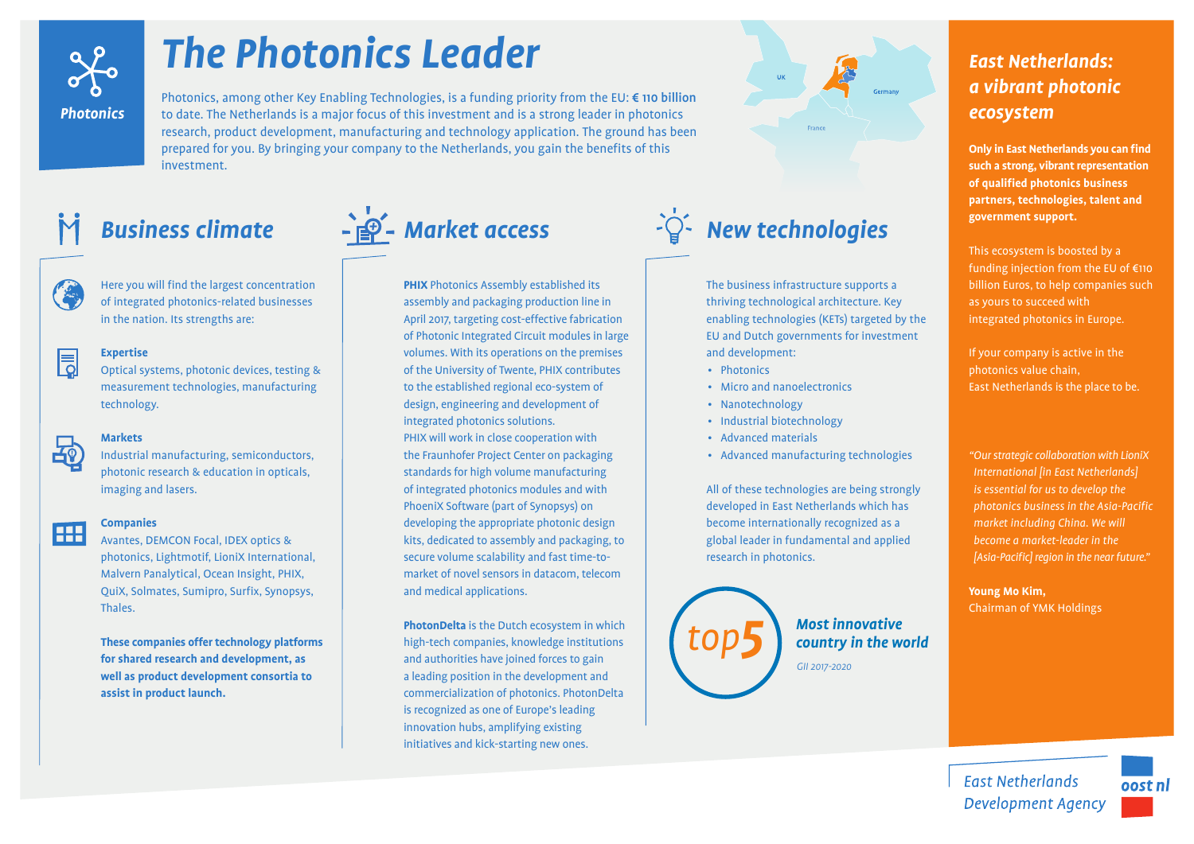Photonics

# The Photonics Leader

Photonics, among other Key Enabling Technologies, is a funding priority from the EU: **€ 110 billion** to date. The Netherlands is a major focus of this investment and is a strong leader in photonics research, product development, manufacturing and technology application. The ground has been prepared for you. By bringing your company to the Netherlands, you gain the benefits of this investment.

UK

Germany

France

## Business climate

Here you will find the largest concentration of integrated photonics-related businesses in the nation. Its strengths are:

**Expertise**
Optical systems, photonic devices, testing & measurement technologies, manufacturing technology.

**Markets**
Industrial manufacturing, semiconductors, photonic research & education in opticals, imaging and lasers.

**Companies**
Avantes, DEMCON Focal, IDEX optics & photonics, Lightmotif, LioniX International, Malvern Panalytical, Ocean Insight, PHIX, QuiX, Solmates, Sumipro, Surfix, Synopsys, Thales.

**These companies offer technology platforms for shared research and development, as well as product development consortia to assist in product launch.**

## Market access

**PHIX** Photonics Assembly established its assembly and packaging production line in April 2017, targeting cost-effective fabrication of Photonic Integrated Circuit modules in large volumes. With its operations on the premises of the University of Twente, PHIX contributes to the established regional eco-system of design, engineering and development of integrated photonics solutions.
PHIX will work in close cooperation with the Fraunhofer Project Center on packaging standards for high volume manufacturing of integrated photonics modules and with PhoeniX Software (part of Synopsys) on developing the appropriate photonic design kits, dedicated to assembly and packaging, to secure volume scalability and fast time-to-market of novel sensors in datacom, telecom and medical applications.

**PhotonDelta** is the Dutch ecosystem in which high-tech companies, knowledge institutions and authorities have joined forces to gain a leading position in the development and commercialization of photonics. PhotonDelta is recognized as one of Europe's leading innovation hubs, amplifying existing initiatives and kick-starting new ones.

## New technologies

The business infrastructure supports a thriving technological architecture. Key enabling technologies (KETs) targeted by the EU and Dutch governments for investment and development:

- Photonics
- Micro and nanoelectronics
- Nanotechnology
- Industrial biotechnology
- Advanced materials
- Advanced manufacturing technologies

All of these technologies are being strongly developed in East Netherlands which has become internationally recognized as a global leader in fundamental and applied research in photonics.

top5

***Most innovative country in the world***

*GII 2017-2020*

## *East Netherlands: a vibrant photonic ecosystem*

**Only in East Netherlands you can find such a strong, vibrant representation of qualified photonics business partners, technologies, talent and government support.**

This ecosystem is boosted by a funding injection from the EU of €110 billion Euros, to help companies such as yours to succeed with integrated photonics in Europe.

If your company is active in the photonics value chain,
East Netherlands is the place to be.

*"Our strategic collaboration with LioniX International [in East Netherlands] is essential for us to develop the photonics business in the Asia-Pacific market including China. We will become a market-leader in the [Asia-Pacific] region in the near future."*

**Young Mo Kim,**
Chairman of YMK Holdings

East Netherlands Development Agency

oost nl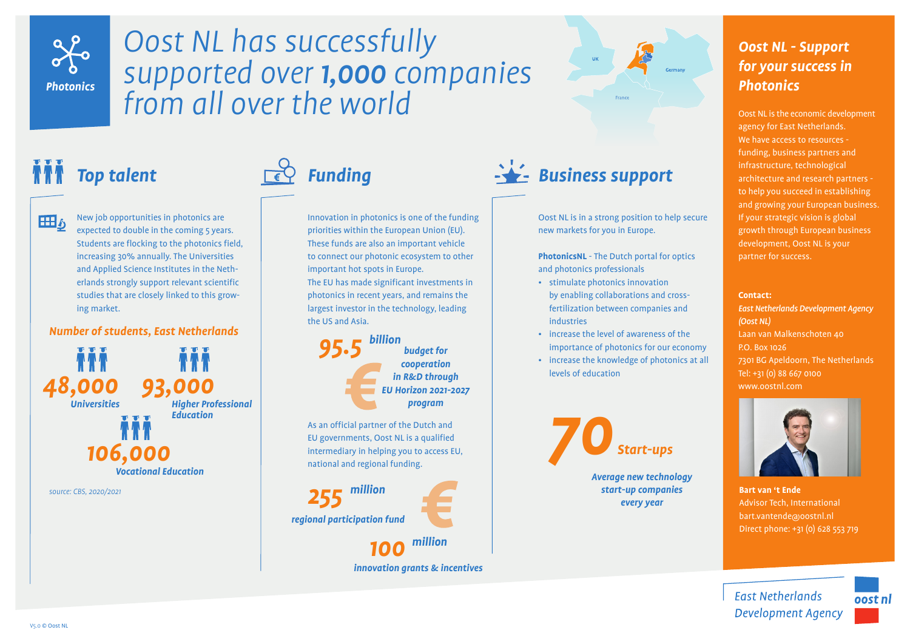Photonics

# Oost NL has successfully supported over **1,000** companies from all over the world

UK

Germany

France

## Top talent

New job opportunities in photonics are expected to double in the coming 5 years. Students are flocking to the photonics field, increasing 30% annually. The Universities and Applied Science Institutes in the Netherlands strongly support relevant scientific studies that are closely linked to this growing market.

### *Number of students, East Netherlands*

**48,000**
*Universities*

**93,000**
*Higher Professional Education*

**106,000**
*Vocational Education*

*source: CBS, 2020/2021*

## Funding

Innovation in photonics is one of the funding priorities within the European Union (EU). These funds are also an important vehicle to connect our photonic ecosystem to other important hot spots in Europe.
The EU has made significant investments in photonics in recent years, and remains the largest investor in the technology, leading the US and Asia.

**95.5** *billion*
*budget for cooperation in R&D through EU Horizon 2021-2027 program*

As an official partner of the Dutch and EU governments, Oost NL is a qualified intermediary in helping you to access EU, national and regional funding.

**255** *million*
*regional participation fund*

**100** *million*
*innovation grants & incentives*

## Business support

Oost NL is in a strong position to help secure new markets for you in Europe.

**PhotonicsNL** - The Dutch portal for optics and photonics professionals

- stimulate photonics innovation by enabling collaborations and cross-fertilization between companies and industries
- increase the level of awareness of the importance of photonics for our economy
- increase the knowledge of photonics at all levels of education

**70** *Start-ups*

*Average new technology start-up companies every year*

## *Oost NL - Support for your success in Photonics*

Oost NL is the economic development agency for East Netherlands. We have access to resources - funding, business partners and infrastructure, technological architecture and research partners - to help you succeed in establishing and growing your European business. If your strategic vision is global growth through European business development, Oost NL is your partner for success.

**Contact:**
*East Netherlands Development Agency (Oost NL)*
Laan van Malkenschoten 40
P.O. Box 1026
7301 BG Apeldoorn, The Netherlands
Tel: +31 (0) 88 667 0100
www.oostnl.com

**Bart van 't Ende**
Advisor Tech, International
bart.vantende@oostnl.nl
Direct phone: +31 (0) 628 553 719

*East Netherlands Development Agency*

oost nl

V5.0 © Oost NL